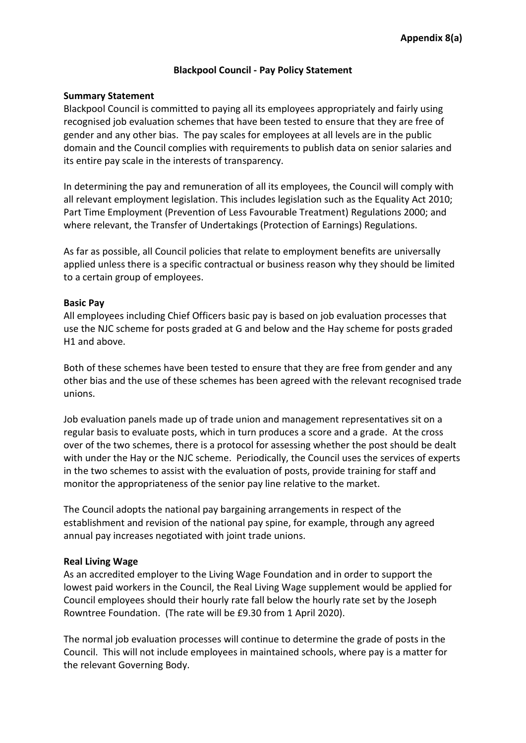**Appendix 8(a)**

# Blackpool Council - Pay Policy Statement

## Summary Statement

Blackpool Council is committed to paying all its employees appropriately and fairly using recognised job evaluation schemes that have been tested to ensure that they are free of gender and any other bias. The pay scales for employees at all levels are in the public domain and the Council complies with requirements to publish data on senior salaries and its entire pay scale in the interests of transparency.

In determining the pay and remuneration of all its employees, the Council will comply with all relevant employment legislation. This includes legislation such as the Equality Act 2010; Part Time Employment (Prevention of Less Favourable Treatment) Regulations 2000; and where relevant, the Transfer of Undertakings (Protection of Earnings) Regulations.

As far as possible, all Council policies that relate to employment benefits are universally applied unless there is a specific contractual or business reason why they should be limited to a certain group of employees.

## Basic Pay

All employees including Chief Officers basic pay is based on job evaluation processes that use the NJC scheme for posts graded at G and below and the Hay scheme for posts graded H1 and above.

Both of these schemes have been tested to ensure that they are free from gender and any other bias and the use of these schemes has been agreed with the relevant recognised trade unions.

Job evaluation panels made up of trade union and management representatives sit on a regular basis to evaluate posts, which in turn produces a score and a grade. At the cross over of the two schemes, there is a protocol for assessing whether the post should be dealt with under the Hay or the NJC scheme. Periodically, the Council uses the services of experts in the two schemes to assist with the evaluation of posts, provide training for staff and monitor the appropriateness of the senior pay line relative to the market.

The Council adopts the national pay bargaining arrangements in respect of the establishment and revision of the national pay spine, for example, through any agreed annual pay increases negotiated with joint trade unions.

## Real Living Wage

As an accredited employer to the Living Wage Foundation and in order to support the lowest paid workers in the Council, the Real Living Wage supplement would be applied for Council employees should their hourly rate fall below the hourly rate set by the Joseph Rowntree Foundation. (The rate will be £9.30 from 1 April 2020).

The normal job evaluation processes will continue to determine the grade of posts in the Council. This will not include employees in maintained schools, where pay is a matter for the relevant Governing Body.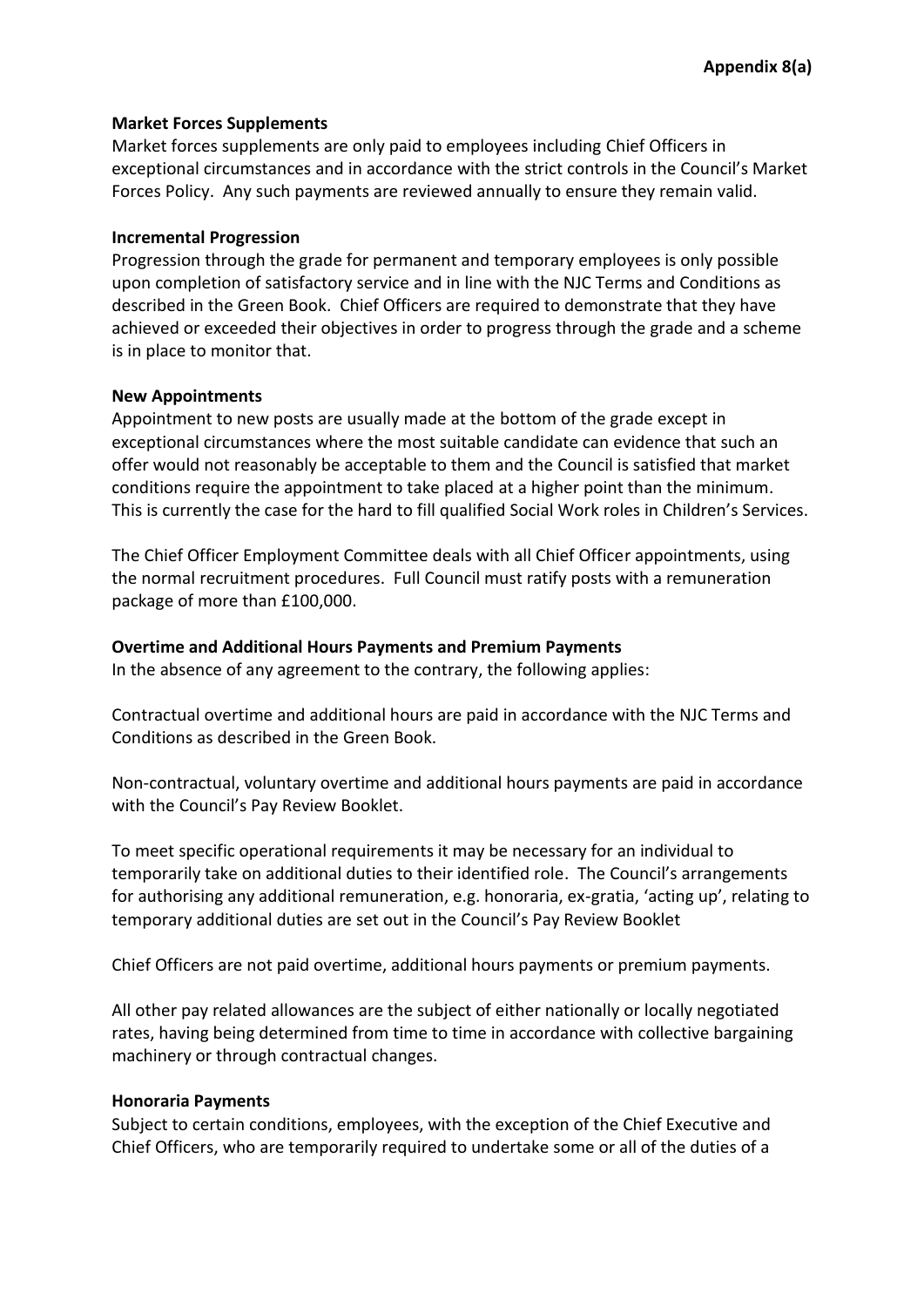**Market Forces Supplements**
Market forces supplements are only paid to employees including Chief Officers in exceptional circumstances and in accordance with the strict controls in the Council's Market Forces Policy. Any such payments are reviewed annually to ensure they remain valid.

**Incremental Progression**
Progression through the grade for permanent and temporary employees is only possible upon completion of satisfactory service and in line with the NJC Terms and Conditions as described in the Green Book. Chief Officers are required to demonstrate that they have achieved or exceeded their objectives in order to progress through the grade and a scheme is in place to monitor that.

**New Appointments**
Appointment to new posts are usually made at the bottom of the grade except in exceptional circumstances where the most suitable candidate can evidence that such an offer would not reasonably be acceptable to them and the Council is satisfied that market conditions require the appointment to take placed at a higher point than the minimum. This is currently the case for the hard to fill qualified Social Work roles in Children's Services.

The Chief Officer Employment Committee deals with all Chief Officer appointments, using the normal recruitment procedures. Full Council must ratify posts with a remuneration package of more than £100,000.

**Overtime and Additional Hours Payments and Premium Payments**
In the absence of any agreement to the contrary, the following applies:

Contractual overtime and additional hours are paid in accordance with the NJC Terms and Conditions as described in the Green Book.

Non-contractual, voluntary overtime and additional hours payments are paid in accordance with the Council's Pay Review Booklet.

To meet specific operational requirements it may be necessary for an individual to temporarily take on additional duties to their identified role. The Council's arrangements for authorising any additional remuneration, e.g. honoraria, ex-gratia, 'acting up', relating to temporary additional duties are set out in the Council's Pay Review Booklet

Chief Officers are not paid overtime, additional hours payments or premium payments.

All other pay related allowances are the subject of either nationally or locally negotiated rates, having being determined from time to time in accordance with collective bargaining machinery or through contractual changes.

**Honoraria Payments**
Subject to certain conditions, employees, with the exception of the Chief Executive and Chief Officers, who are temporarily required to undertake some or all of the duties of a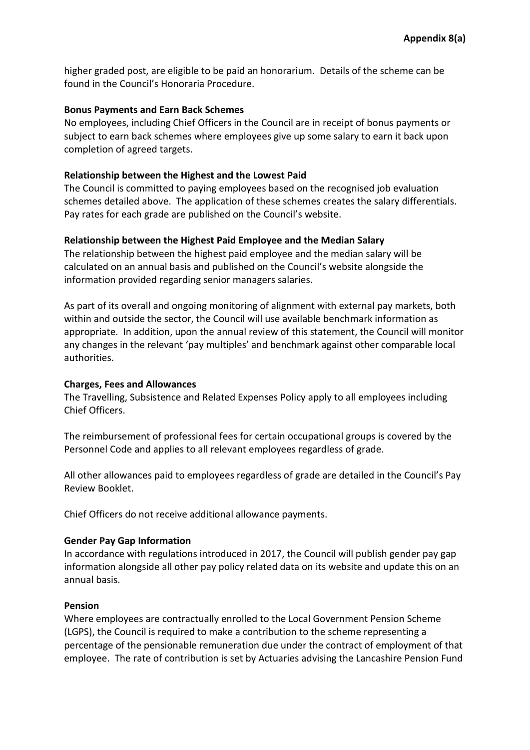higher graded post, are eligible to be paid an honorarium. Details of the scheme can be found in the Council's Honoraria Procedure.

**Bonus Payments and Earn Back Schemes**

No employees, including Chief Officers in the Council are in receipt of bonus payments or subject to earn back schemes where employees give up some salary to earn it back upon completion of agreed targets.

**Relationship between the Highest and the Lowest Paid**

The Council is committed to paying employees based on the recognised job evaluation schemes detailed above. The application of these schemes creates the salary differentials. Pay rates for each grade are published on the Council's website.

**Relationship between the Highest Paid Employee and the Median Salary**

The relationship between the highest paid employee and the median salary will be calculated on an annual basis and published on the Council's website alongside the information provided regarding senior managers salaries.

As part of its overall and ongoing monitoring of alignment with external pay markets, both within and outside the sector, the Council will use available benchmark information as appropriate. In addition, upon the annual review of this statement, the Council will monitor any changes in the relevant 'pay multiples' and benchmark against other comparable local authorities.

**Charges, Fees and Allowances**

The Travelling, Subsistence and Related Expenses Policy apply to all employees including Chief Officers.

The reimbursement of professional fees for certain occupational groups is covered by the Personnel Code and applies to all relevant employees regardless of grade.

All other allowances paid to employees regardless of grade are detailed in the Council's Pay Review Booklet.

Chief Officers do not receive additional allowance payments.

**Gender Pay Gap Information**

In accordance with regulations introduced in 2017, the Council will publish gender pay gap information alongside all other pay policy related data on its website and update this on an annual basis.

**Pension**

Where employees are contractually enrolled to the Local Government Pension Scheme (LGPS), the Council is required to make a contribution to the scheme representing a percentage of the pensionable remuneration due under the contract of employment of that employee. The rate of contribution is set by Actuaries advising the Lancashire Pension Fund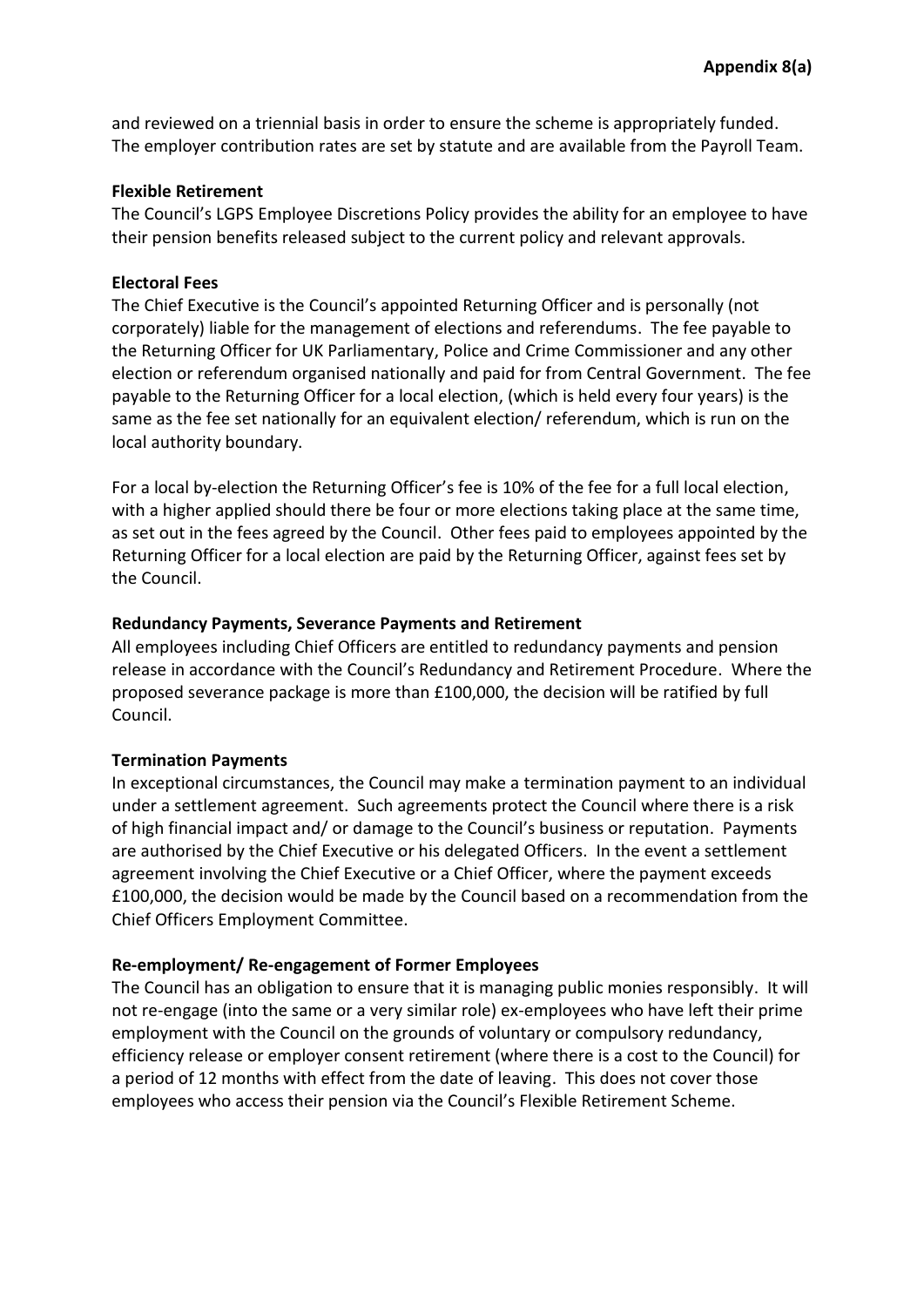and reviewed on a triennial basis in order to ensure the scheme is appropriately funded. The employer contribution rates are set by statute and are available from the Payroll Team.

**Flexible Retirement**

The Council's LGPS Employee Discretions Policy provides the ability for an employee to have their pension benefits released subject to the current policy and relevant approvals.

**Electoral Fees**

The Chief Executive is the Council's appointed Returning Officer and is personally (not corporately) liable for the management of elections and referendums. The fee payable to the Returning Officer for UK Parliamentary, Police and Crime Commissioner and any other election or referendum organised nationally and paid for from Central Government. The fee payable to the Returning Officer for a local election, (which is held every four years) is the same as the fee set nationally for an equivalent election/ referendum, which is run on the local authority boundary.

For a local by-election the Returning Officer's fee is 10% of the fee for a full local election, with a higher applied should there be four or more elections taking place at the same time, as set out in the fees agreed by the Council. Other fees paid to employees appointed by the Returning Officer for a local election are paid by the Returning Officer, against fees set by the Council.

**Redundancy Payments, Severance Payments and Retirement**

All employees including Chief Officers are entitled to redundancy payments and pension release in accordance with the Council's Redundancy and Retirement Procedure. Where the proposed severance package is more than £100,000, the decision will be ratified by full Council.

**Termination Payments**

In exceptional circumstances, the Council may make a termination payment to an individual under a settlement agreement. Such agreements protect the Council where there is a risk of high financial impact and/ or damage to the Council's business or reputation. Payments are authorised by the Chief Executive or his delegated Officers. In the event a settlement agreement involving the Chief Executive or a Chief Officer, where the payment exceeds £100,000, the decision would be made by the Council based on a recommendation from the Chief Officers Employment Committee.

**Re-employment/ Re-engagement of Former Employees**

The Council has an obligation to ensure that it is managing public monies responsibly. It will not re-engage (into the same or a very similar role) ex-employees who have left their prime employment with the Council on the grounds of voluntary or compulsory redundancy, efficiency release or employer consent retirement (where there is a cost to the Council) for a period of 12 months with effect from the date of leaving. This does not cover those employees who access their pension via the Council's Flexible Retirement Scheme.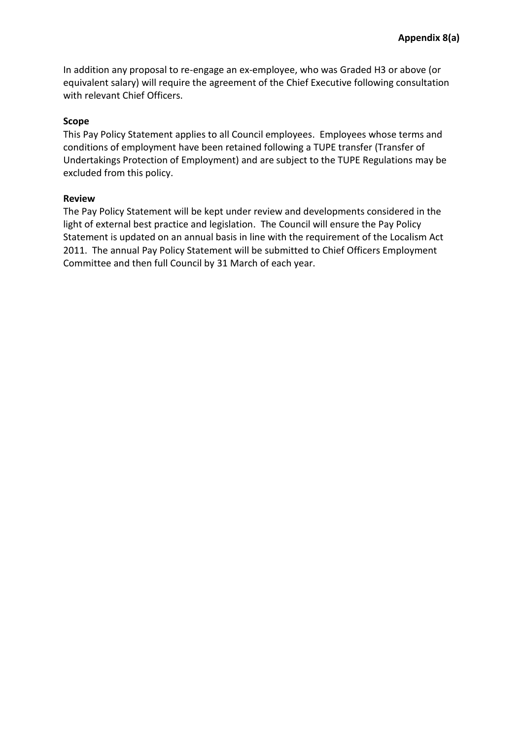In addition any proposal to re-engage an ex-employee, who was Graded H3 or above (or equivalent salary) will require the agreement of the Chief Executive following consultation with relevant Chief Officers.

**Scope**

This Pay Policy Statement applies to all Council employees. Employees whose terms and conditions of employment have been retained following a TUPE transfer (Transfer of Undertakings Protection of Employment) and are subject to the TUPE Regulations may be excluded from this policy.

**Review**

The Pay Policy Statement will be kept under review and developments considered in the light of external best practice and legislation. The Council will ensure the Pay Policy Statement is updated on an annual basis in line with the requirement of the Localism Act 2011. The annual Pay Policy Statement will be submitted to Chief Officers Employment Committee and then full Council by 31 March of each year.